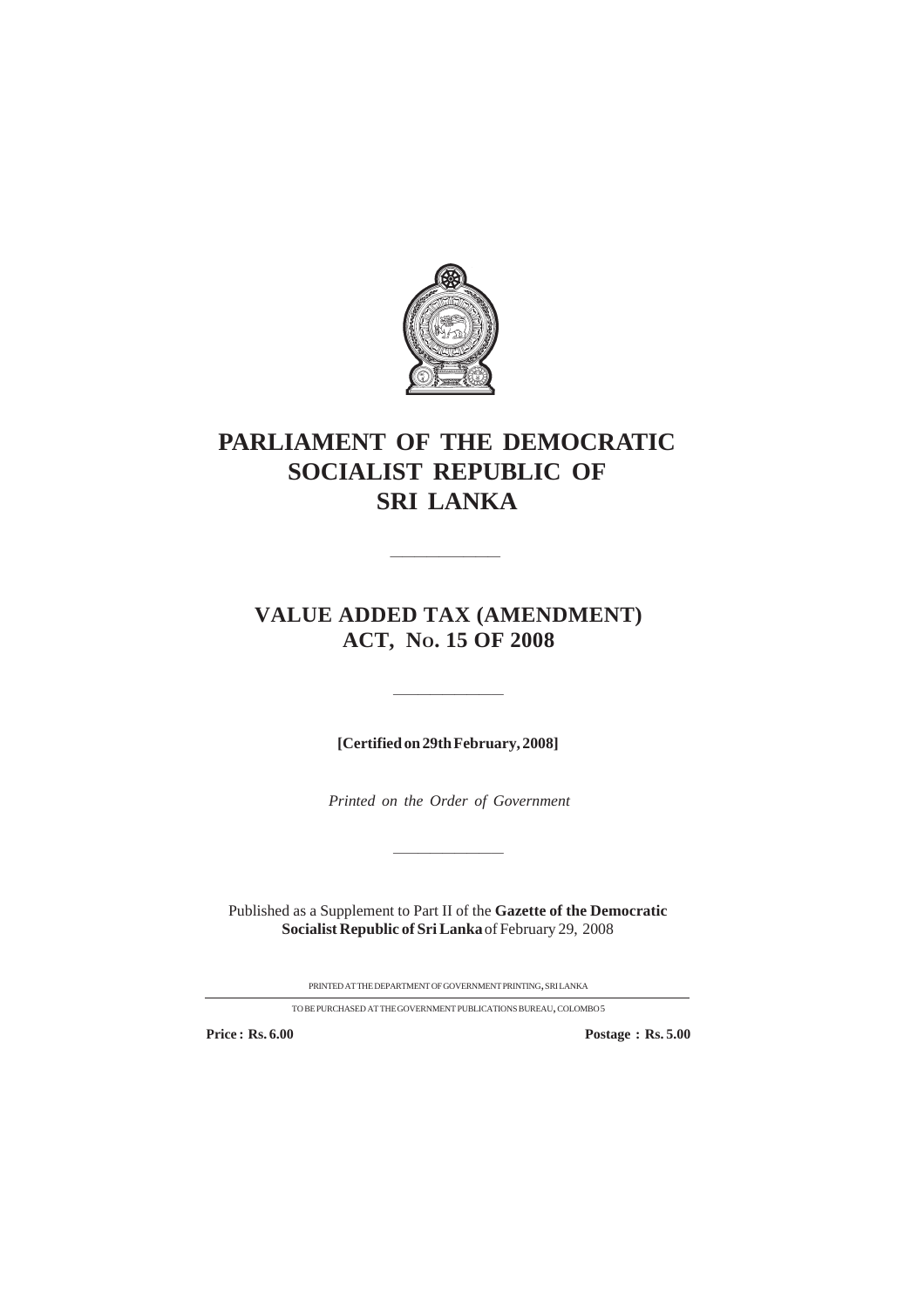# PARLIAMENT OF THE DEMOCRATIC SOCIALIST REPUBLIC OF SRI LANKA

---

## VALUE ADDED TAX (AMENDMENT) ACT, No. 15 OF 2008

---

**[Certified on 29th February, 2008]**

*Printed on the Order of Government*

---

Published as a Supplement to Part II of the **Gazette of the Democratic Socialist Republic of Sri Lanka** of February 29, 2008

PRINTED AT THE DEPARTMENT OF GOVERNMENT PRINTING, SRI LANKA

TO BE PURCHASED AT THE GOVERNMENT PUBLICATIONS BUREAU, COLOMBO 5

**Price : Rs. 6.00** **Postage : Rs. 5.00**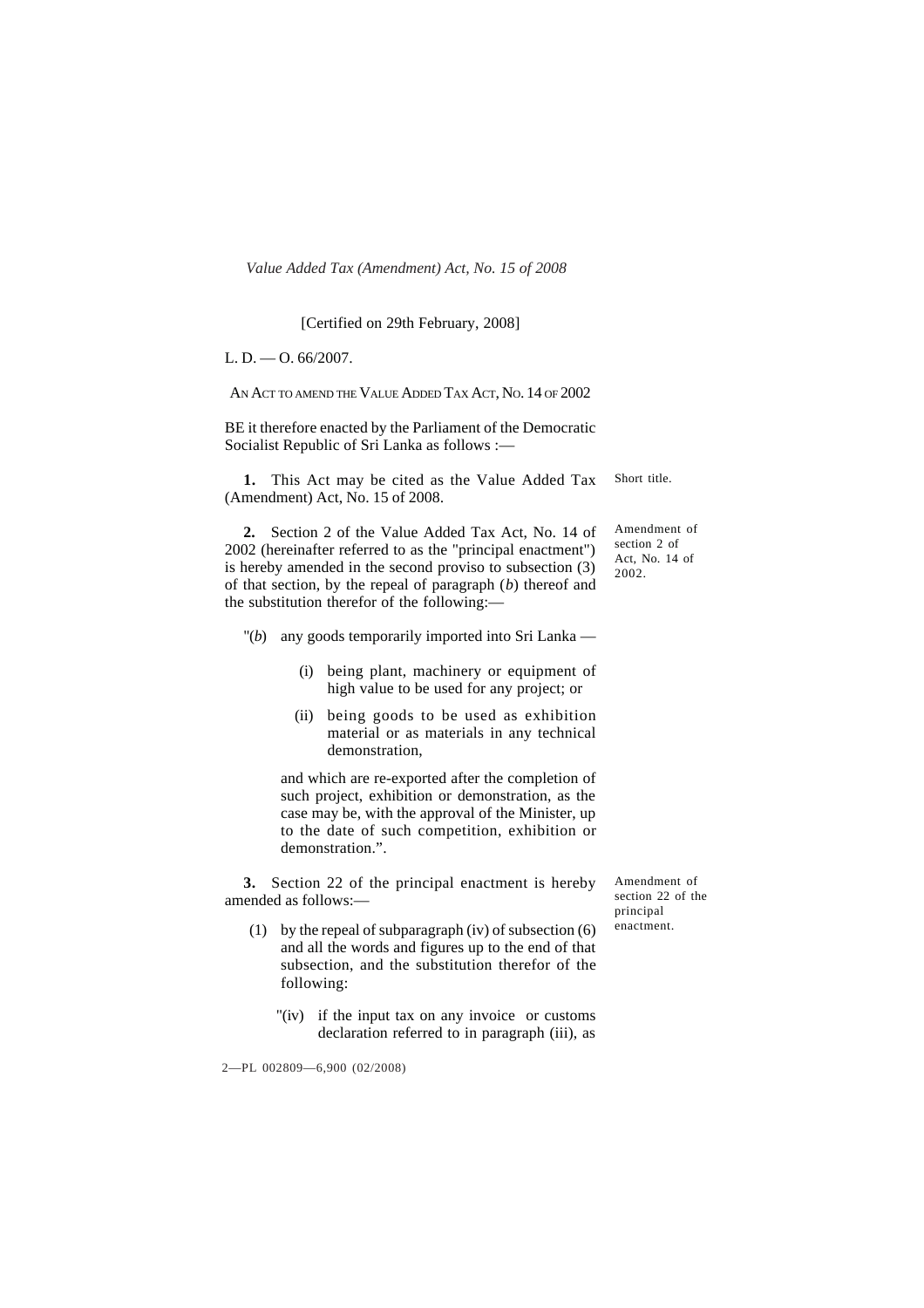*Value Added Tax (Amendment) Act, No. 15 of 2008*

[Certified on 29th February, 2008]

L. D. — O. 66/2007.

AN ACT TO AMEND THE VALUE ADDED TAX ACT, NO. 14 OF 2002

BE it therefore enacted by the Parliament of the Democratic Socialist Republic of Sri Lanka as follows :—

Short title.

**1.** This Act may be cited as the Value Added Tax (Amendment) Act, No. 15 of 2008.

Amendment of section 2 of Act, No. 14 of 2002.

**2.** Section 2 of the Value Added Tax Act, No. 14 of 2002 (hereinafter referred to as the "principal enactment") is hereby amended in the second proviso to subsection (3) of that section, by the repeal of paragraph (*b*) thereof and the substitution therefor of the following:—

"(*b*) any goods temporarily imported into Sri Lanka —

(i) being plant, machinery or equipment of high value to be used for any project; or

(ii) being goods to be used as exhibition material or as materials in any technical demonstration,

and which are re-exported after the completion of such project, exhibition or demonstration, as the case may be, with the approval of the Minister, up to the date of such competition, exhibition or demonstration.".

Amendment of section 22 of the principal enactment.

**3.** Section 22 of the principal enactment is hereby amended as follows:—

(1) by the repeal of subparagraph (iv) of subsection (6) and all the words and figures up to the end of that subsection, and the substitution therefor of the following:

"(iv) if the input tax on any invoice or customs declaration referred to in paragraph (iii), as

2—PL 002809—6,900 (02/2008)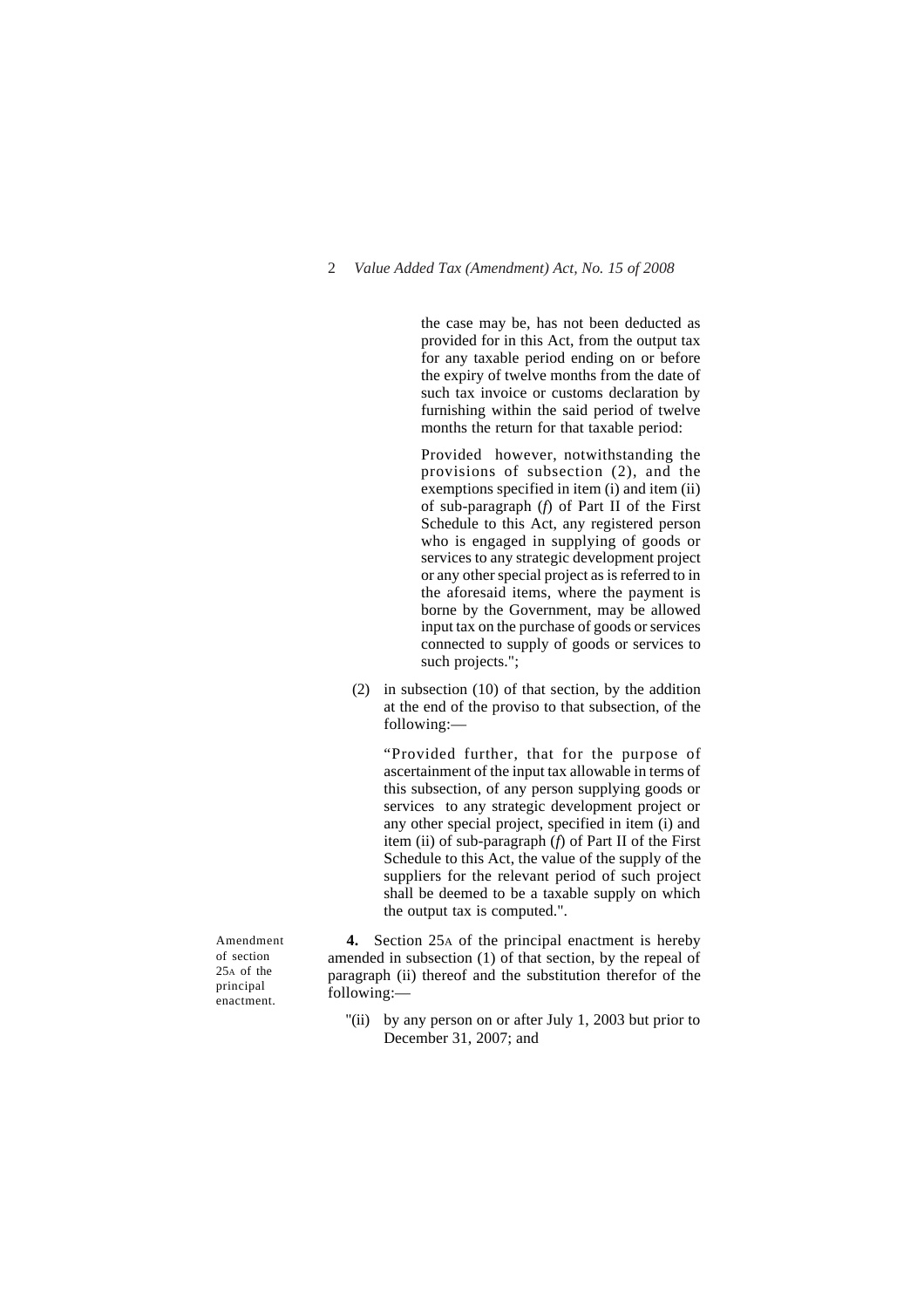the case may be, has not been deducted as provided for in this Act, from the output tax for any taxable period ending on or before the expiry of twelve months from the date of such tax invoice or customs declaration by furnishing within the said period of twelve months the return for that taxable period:

Provided however, notwithstanding the provisions of subsection (2), and the exemptions specified in item (i) and item (ii) of sub-paragraph (*f*) of Part II of the First Schedule to this Act, any registered person who is engaged in supplying of goods or services to any strategic development project or any other special project as is referred to in the aforesaid items, where the payment is borne by the Government, may be allowed input tax on the purchase of goods or services connected to supply of goods or services to such projects.";

(2) in subsection (10) of that section, by the addition at the end of the proviso to that subsection, of the following:—

"Provided further, that for the purpose of ascertainment of the input tax allowable in terms of this subsection, of any person supplying goods or services to any strategic development project or any other special project, specified in item (i) and item (ii) of sub-paragraph (*f*) of Part II of the First Schedule to this Act, the value of the supply of the suppliers for the relevant period of such project shall be deemed to be a taxable supply on which the output tax is computed.".

Amendment of section 25A of the principal enactment.

**4.** Section 25A of the principal enactment is hereby amended in subsection (1) of that section, by the repeal of paragraph (ii) thereof and the substitution therefor of the following:—

"(ii) by any person on or after July 1, 2003 but prior to December 31, 2007; and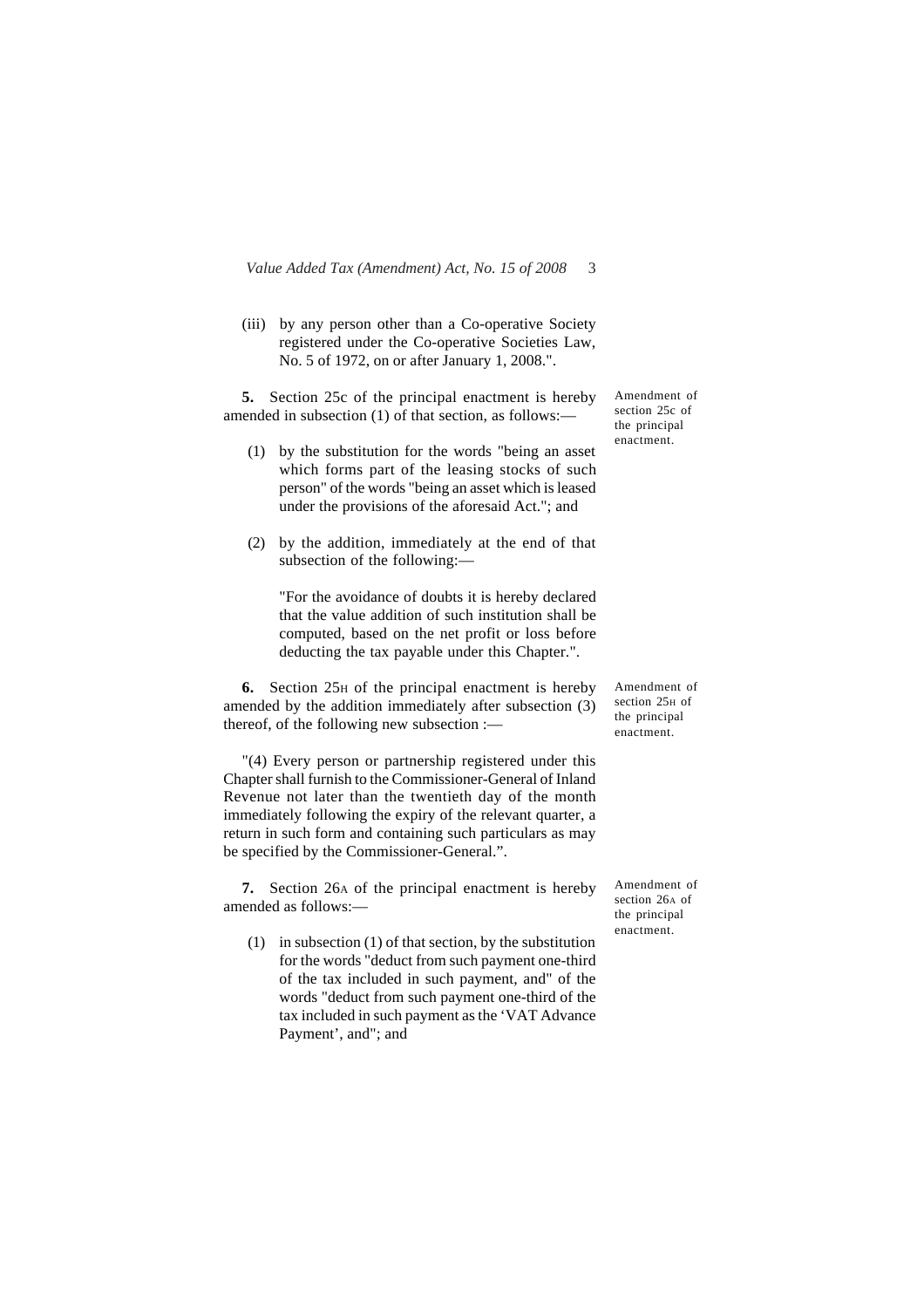(iii) by any person other than a Co-operative Society registered under the Co-operative Societies Law, No. 5 of 1972, on or after January 1, 2008.".

Amendment of section 25c of the principal enactment.

**5.** Section 25c of the principal enactment is hereby amended in subsection (1) of that section, as follows:—

(1) by the substitution for the words "being an asset which forms part of the leasing stocks of such person" of the words "being an asset which is leased under the provisions of the aforesaid Act."; and

(2) by the addition, immediately at the end of that subsection of the following:—

"For the avoidance of doubts it is hereby declared that the value addition of such institution shall be computed, based on the net profit or loss before deducting the tax payable under this Chapter.".

Amendment of section 25H of the principal enactment.

**6.** Section 25H of the principal enactment is hereby amended by the addition immediately after subsection (3) thereof, of the following new subsection :—

"(4) Every person or partnership registered under this Chapter shall furnish to the Commissioner-General of Inland Revenue not later than the twentieth day of the month immediately following the expiry of the relevant quarter, a return in such form and containing such particulars as may be specified by the Commissioner-General.".

Amendment of section 26A of the principal enactment.

**7.** Section 26A of the principal enactment is hereby amended as follows:—

(1) in subsection (1) of that section, by the substitution for the words "deduct from such payment one-third of the tax included in such payment, and" of the words "deduct from such payment one-third of the tax included in such payment as the 'VAT Advance Payment', and"; and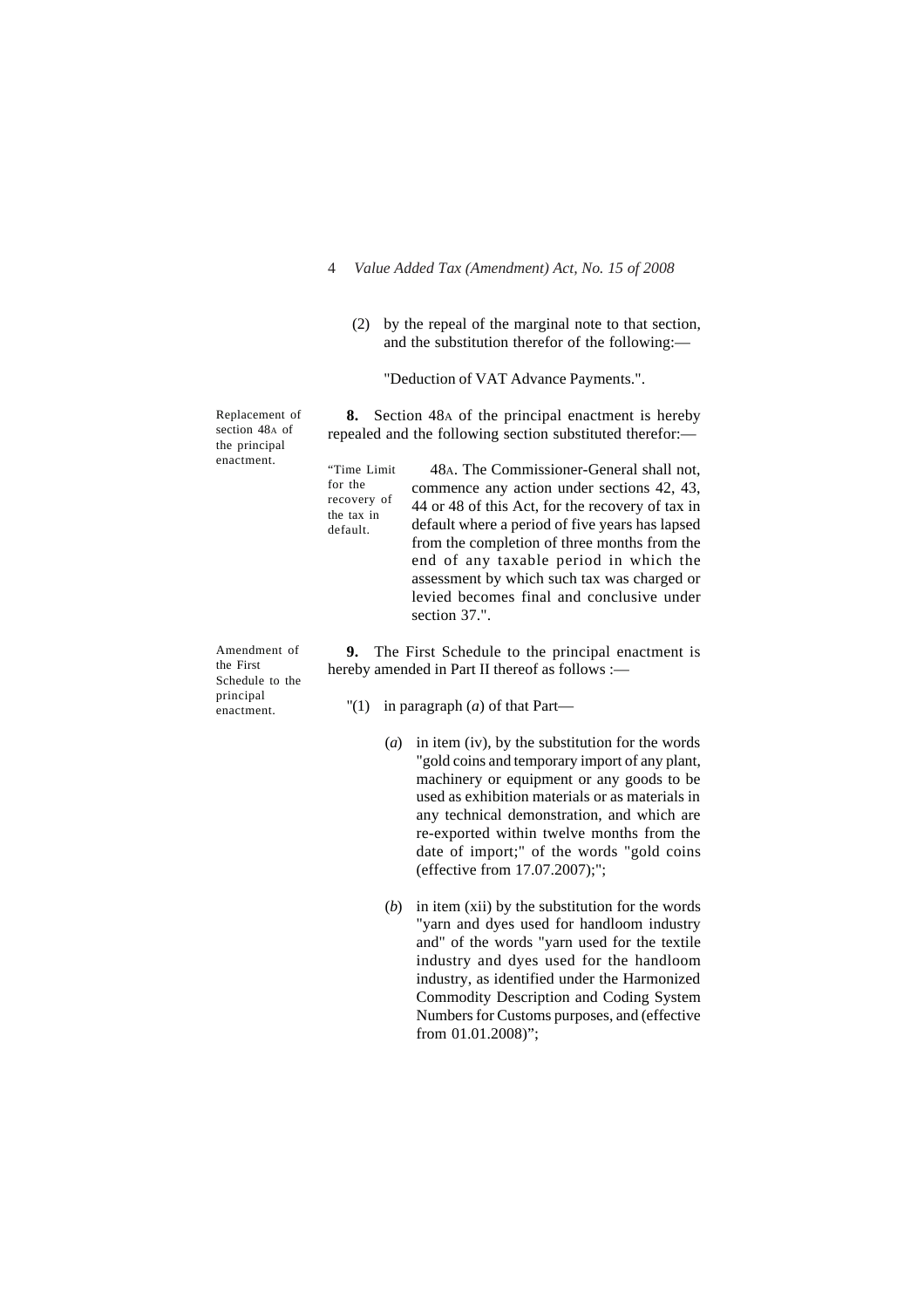(2) by the repeal of the marginal note to that section, and the substitution therefor of the following:—

"Deduction of VAT Advance Payments.".

*Replacement of section 48A of the principal enactment.*

**8.** Section 48A of the principal enactment is hereby repealed and the following section substituted therefor:—

*"Time Limit for the recovery of the tax in default.*

48A. The Commissioner-General shall not, commence any action under sections 42, 43, 44 or 48 of this Act, for the recovery of tax in default where a period of five years has lapsed from the completion of three months from the end of any taxable period in which the assessment by which such tax was charged or levied becomes final and conclusive under section 37.".

*Amendment of the First Schedule to the principal enactment.*

**9.** The First Schedule to the principal enactment is hereby amended in Part II thereof as follows :—

"(1) in paragraph (*a*) of that Part—

(*a*) in item (iv), by the substitution for the words "gold coins and temporary import of any plant, machinery or equipment or any goods to be used as exhibition materials or as materials in any technical demonstration, and which are re-exported within twelve months from the date of import;" of the words "gold coins (effective from 17.07.2007);";

(*b*) in item (xii) by the substitution for the words "yarn and dyes used for handloom industry and" of the words "yarn used for the textile industry and dyes used for the handloom industry, as identified under the Harmonized Commodity Description and Coding System Numbers for Customs purposes, and (effective from 01.01.2008)";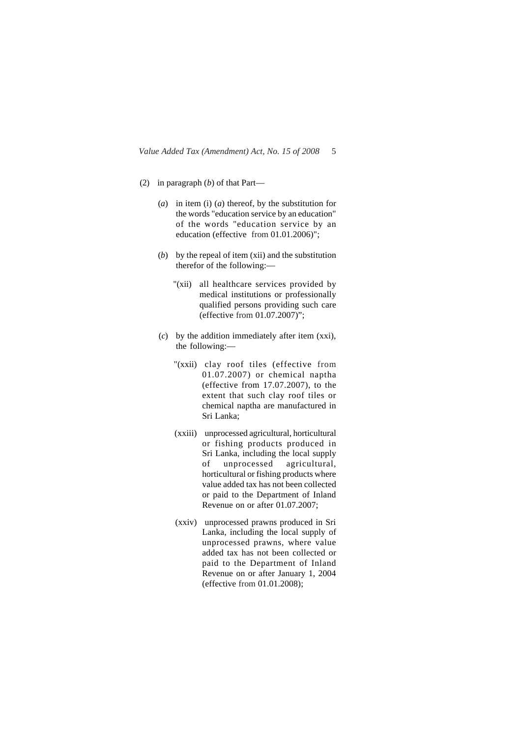(2) in paragraph (*b*) of that Part—

(*a*) in item (i) (*a*) thereof, by the substitution for the words "education service by an education" of the words "education service by an education (effective from 01.01.2006)";

(*b*) by the repeal of item (xii) and the substitution therefor of the following:—

"(xii) all healthcare services provided by medical institutions or professionally qualified persons providing such care (effective from 01.07.2007)";

(*c*) by the addition immediately after item (xxi), the following:—

"(xxii) clay roof tiles (effective from 01.07.2007) or chemical naptha (effective from 17.07.2007), to the extent that such clay roof tiles or chemical naptha are manufactured in Sri Lanka;

(xxiii) unprocessed agricultural, horticultural or fishing products produced in Sri Lanka, including the local supply of unprocessed agricultural, horticultural or fishing products where value added tax has not been collected or paid to the Department of Inland Revenue on or after 01.07.2007;

(xxiv) unprocessed prawns produced in Sri Lanka, including the local supply of unprocessed prawns, where value added tax has not been collected or paid to the Department of Inland Revenue on or after January 1, 2004 (effective from 01.01.2008);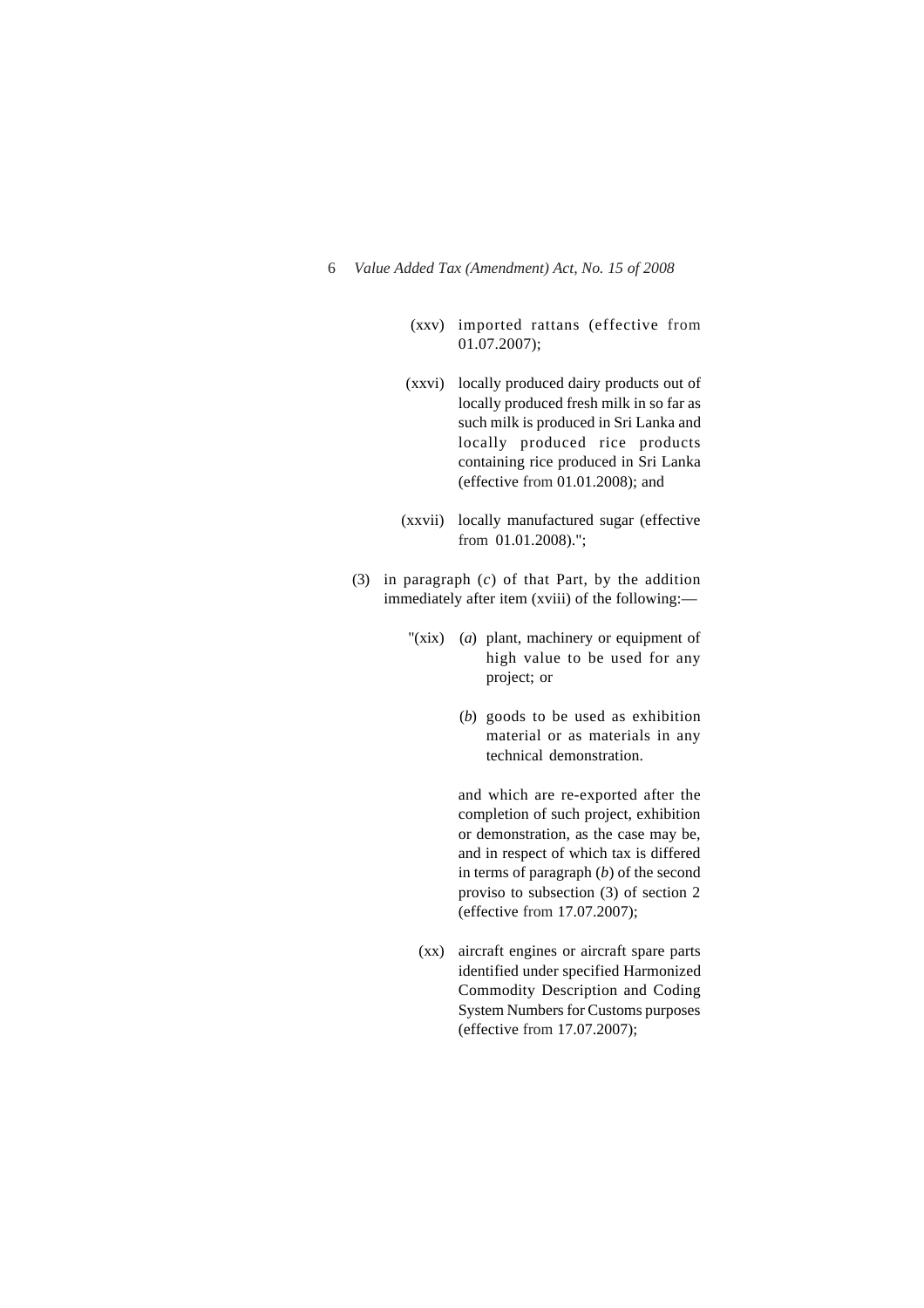(xxv) imported rattans (effective from 01.07.2007);

(xxvi) locally produced dairy products out of locally produced fresh milk in so far as such milk is produced in Sri Lanka and locally produced rice products containing rice produced in Sri Lanka (effective from 01.01.2008); and

(xxvii) locally manufactured sugar (effective from 01.01.2008).";

(3) in paragraph (*c*) of that Part, by the addition immediately after item (xviii) of the following:—

"(xix) (*a*) plant, machinery or equipment of high value to be used for any project; or

(*b*) goods to be used as exhibition material or as materials in any technical demonstration.

and which are re-exported after the completion of such project, exhibition or demonstration, as the case may be, and in respect of which tax is differed in terms of paragraph (*b*) of the second proviso to subsection (3) of section 2 (effective from 17.07.2007);

(xx) aircraft engines or aircraft spare parts identified under specified Harmonized Commodity Description and Coding System Numbers for Customs purposes (effective from 17.07.2007);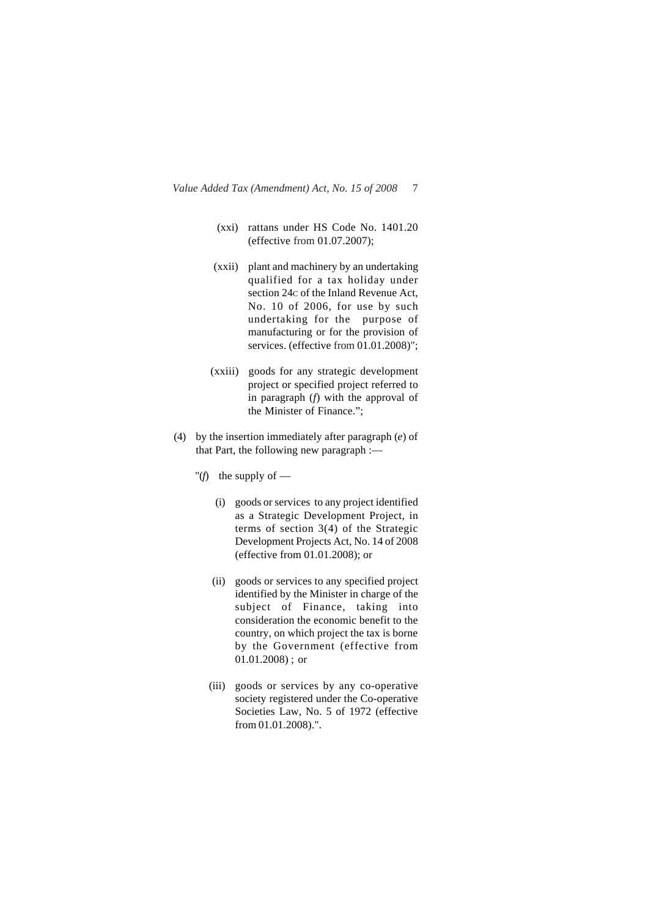(xxi) rattans under HS Code No. 1401.20 (effective from 01.07.2007);

(xxii) plant and machinery by an undertaking qualified for a tax holiday under section 24C of the Inland Revenue Act, No. 10 of 2006, for use by such undertaking for the purpose of manufacturing or for the provision of services. (effective from 01.01.2008)";

(xxiii) goods for any strategic development project or specified project referred to in paragraph (*f*) with the approval of the Minister of Finance.";

(4) by the insertion immediately after paragraph (*e*) of that Part, the following new paragraph :—

"(*f*) the supply of —

(i) goods or services to any project identified as a Strategic Development Project, in terms of section 3(4) of the Strategic Development Projects Act, No. 14 of 2008 (effective from 01.01.2008); or

(ii) goods or services to any specified project identified by the Minister in charge of the subject of Finance, taking into consideration the economic benefit to the country, on which project the tax is borne by the Government (effective from 01.01.2008) ; or

(iii) goods or services by any co-operative society registered under the Co-operative Societies Law, No. 5 of 1972 (effective from 01.01.2008).".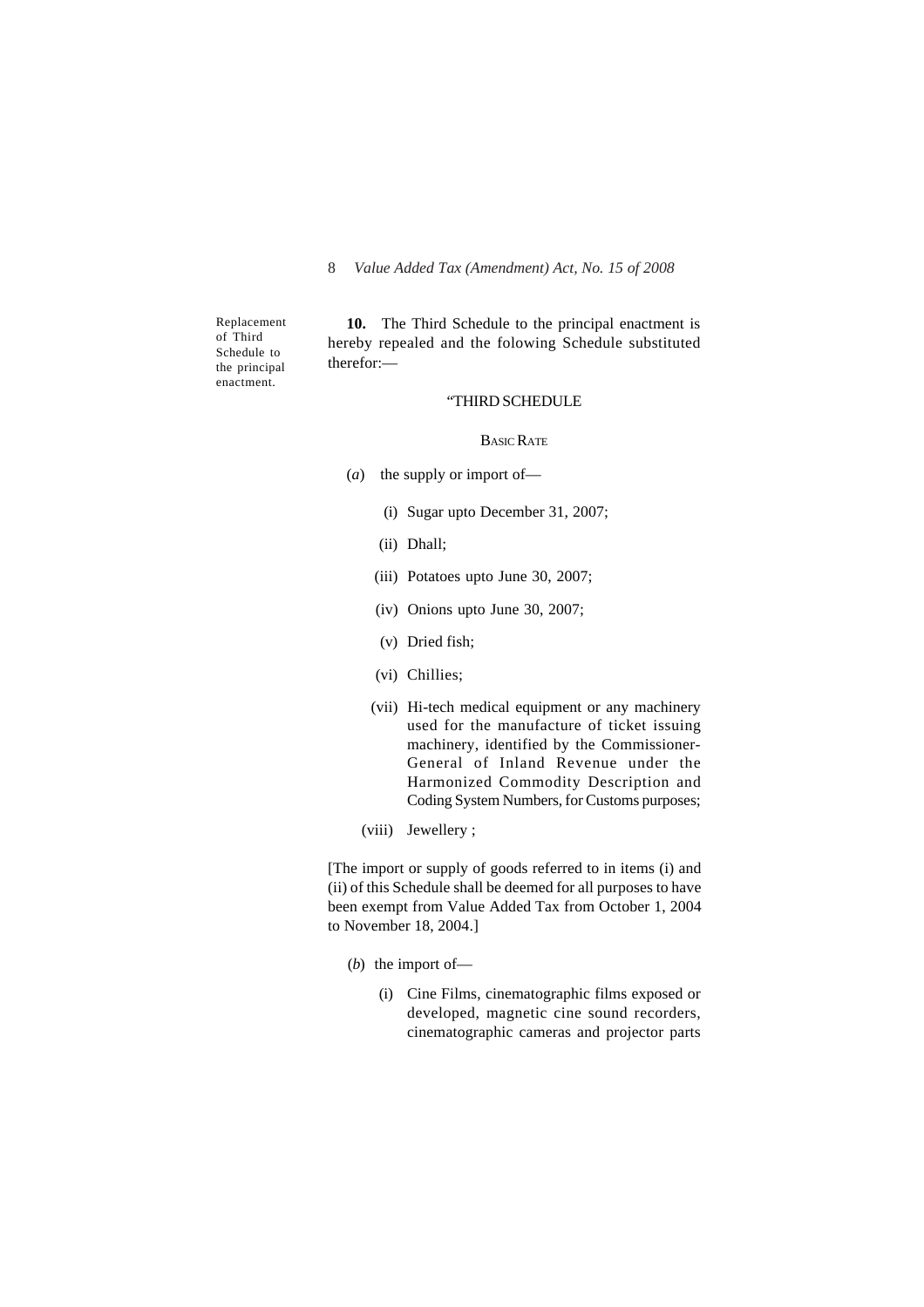Replacement of Third Schedule to the principal enactment.

**10.** The Third Schedule to the principal enactment is hereby repealed and the folowing Schedule substituted therefor:—

"THIRD SCHEDULE

BASIC RATE

(*a*) the supply or import of—

(i) Sugar upto December 31, 2007;

(ii) Dhall;

(iii) Potatoes upto June 30, 2007;

(iv) Onions upto June 30, 2007;

(v) Dried fish;

(vi) Chillies;

(vii) Hi-tech medical equipment or any machinery used for the manufacture of ticket issuing machinery, identified by the Commissioner-General of Inland Revenue under the Harmonized Commodity Description and Coding System Numbers, for Customs purposes;

(viii) Jewellery ;

[The import or supply of goods referred to in items (i) and (ii) of this Schedule shall be deemed for all purposes to have been exempt from Value Added Tax from October 1, 2004 to November 18, 2004.]

(*b*) the import of—

(i) Cine Films, cinematographic films exposed or developed, magnetic cine sound recorders, cinematographic cameras and projector parts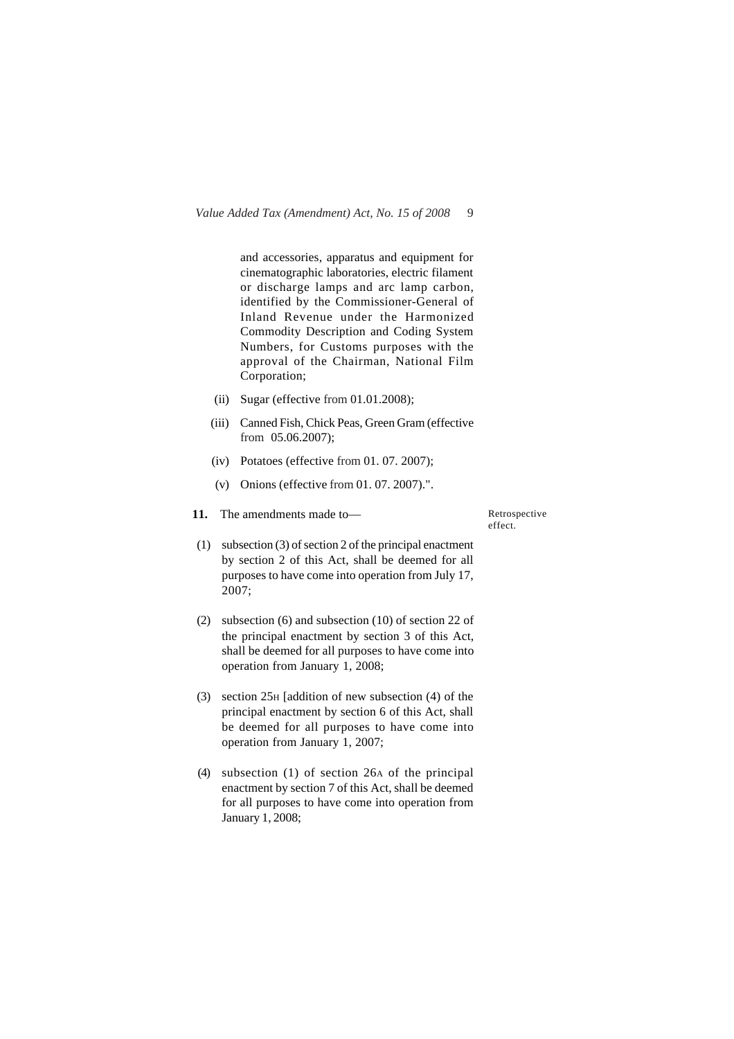and accessories, apparatus and equipment for cinematographic laboratories, electric filament or discharge lamps and arc lamp carbon, identified by the Commissioner-General of Inland Revenue under the Harmonized Commodity Description and Coding System Numbers, for Customs purposes with the approval of the Chairman, National Film Corporation;

(ii) Sugar (effective from 01.01.2008);

(iii) Canned Fish, Chick Peas, Green Gram (effective from 05.06.2007);

(iv) Potatoes (effective from 01. 07. 2007);

(v) Onions (effective from 01. 07. 2007).".

Retrospective effect.

**11.** The amendments made to—

(1) subsection (3) of section 2 of the principal enactment by section 2 of this Act, shall be deemed for all purposes to have come into operation from July 17, 2007;

(2) subsection (6) and subsection (10) of section 22 of the principal enactment by section 3 of this Act, shall be deemed for all purposes to have come into operation from January 1, 2008;

(3) section 25H [addition of new subsection (4) of the principal enactment by section 6 of this Act, shall be deemed for all purposes to have come into operation from January 1, 2007;

(4) subsection (1) of section 26A of the principal enactment by section 7 of this Act, shall be deemed for all purposes to have come into operation from January 1, 2008;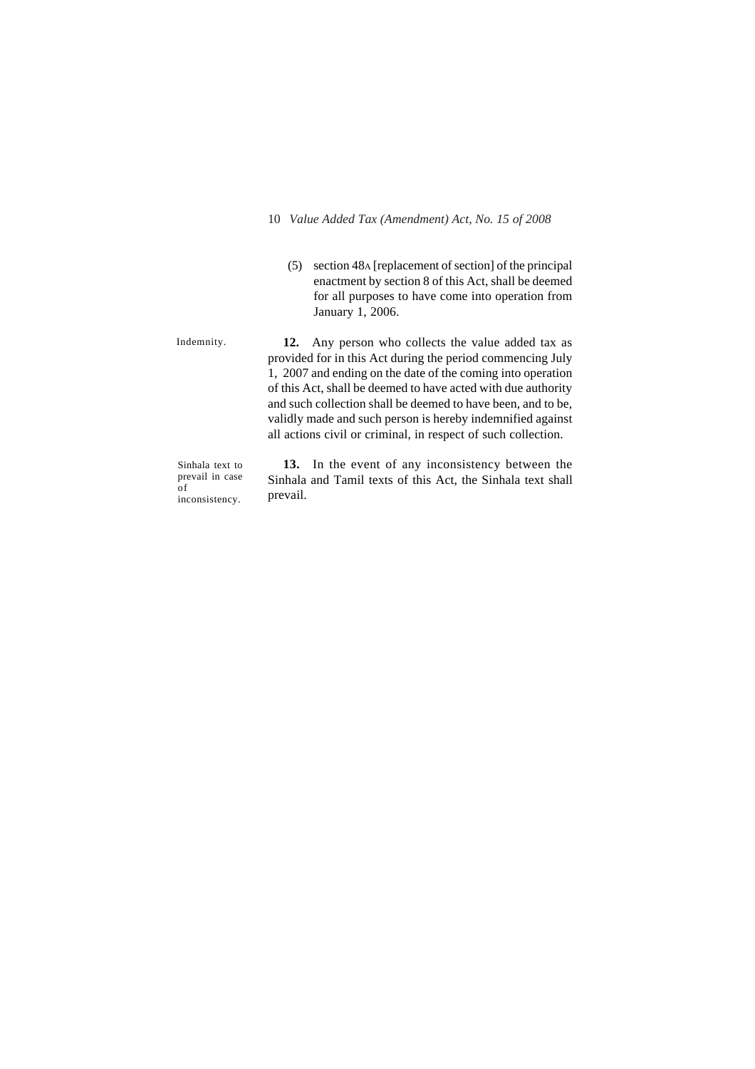(5) section 48A [replacement of section] of the principal enactment by section 8 of this Act, shall be deemed for all purposes to have come into operation from January 1, 2006.

Indemnity.

**12.** Any person who collects the value added tax as provided for in this Act during the period commencing July 1, 2007 and ending on the date of the coming into operation of this Act, shall be deemed to have acted with due authority and such collection shall be deemed to have been, and to be, validly made and such person is hereby indemnified against all actions civil or criminal, in respect of such collection.

Sinhala text to prevail in case of inconsistency.

**13.** In the event of any inconsistency between the Sinhala and Tamil texts of this Act, the Sinhala text shall prevail.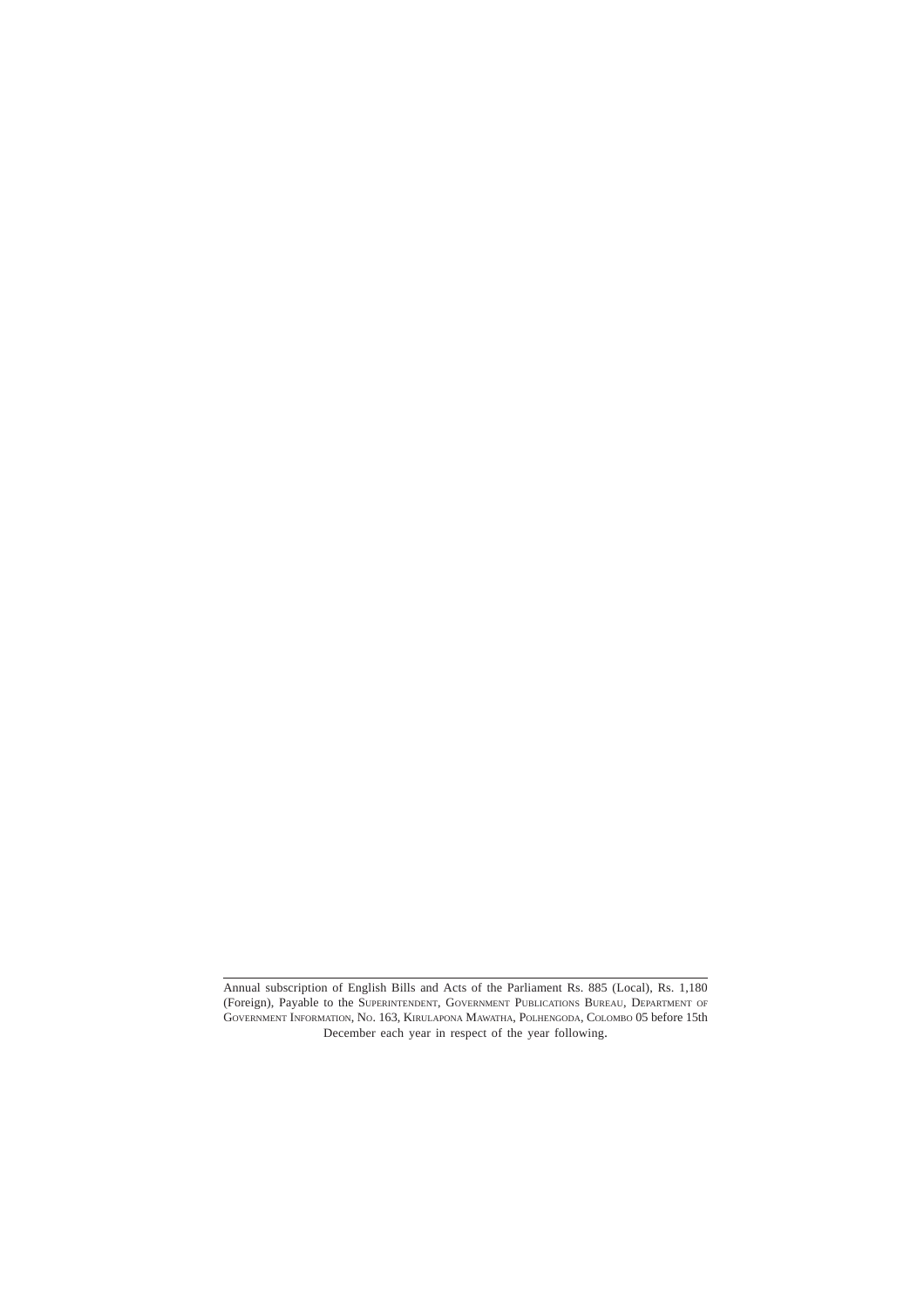Annual subscription of English Bills and Acts of the Parliament Rs. 885 (Local), Rs. 1,180 (Foreign), Payable to the SUPERINTENDENT, GOVERNMENT PUBLICATIONS BUREAU, DEPARTMENT OF GOVERNMENT INFORMATION, NO. 163, KIRULAPONA MAWATHA, POLHENGODA, COLOMBO 05 before 15th December each year in respect of the year following.